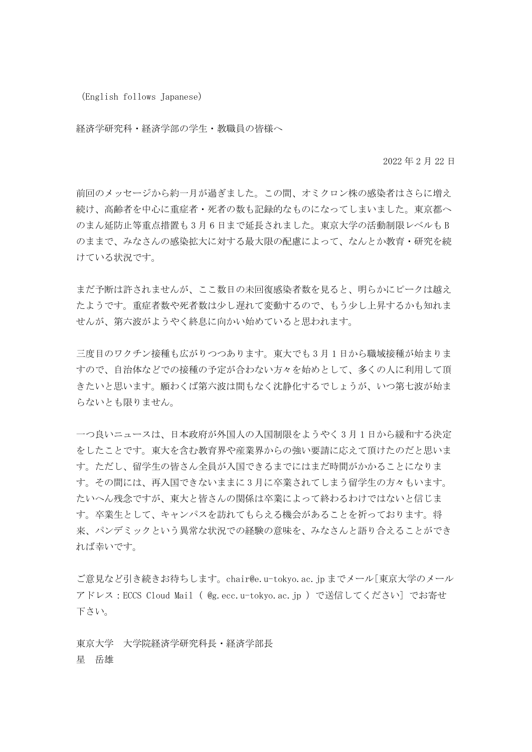（English follows Japanese）

経済学研究科・経済学部の学生・教職員の皆様へ

2022 年 2 月 22 日

前回のメッセージから約一月が過ぎました。この間、オミクロン株の感染者はさらに増え続け、高齢者を中心に重症者・死者の数も記録的なものになってしまいました。東京都へのまん延防止等重点措置も 3 月 6 日まで延長されました。東京大学の活動制限レベルも B のままで、みなさんの感染拡大に対する最大限の配慮によって、なんとか教育・研究を続けている状況です。

まだ予断は許されませんが、ここ数日の未回復感染者数を見ると、明らかにピークは越えたようです。重症者数や死者数は少し遅れて変動するので、もう少し上昇するかも知れませんが、第六波がようやく終息に向かい始めていると思われます。

三度目のワクチン接種も広がりつつあります。東大でも 3 月 1 日から職域接種が始まりますので、自治体などでの接種の予定が合わない方々を始めとして、多くの人に利用して頂きたいと思います。願わくば第六波は間もなく沈静化するでしょうが、いつ第七波が始まらないとも限りません。

一つ良いニュースは、日本政府が外国人の入国制限をようやく 3 月 1 日から緩和する決定をしたことです。東大を含む教育界や産業界からの強い要請に応えて頂けたのだと思います。ただし、留学生の皆さん全員が入国できるまでにはまだ時間がかかることになります。その間には、再入国できないままに 3 月に卒業されてしまう留学生の方々もいます。たいへん残念ですが、東大と皆さんの関係は卒業によって終わるわけではないと信じます。卒業生として、キャンパスを訪れてもらえる機会があることを祈っております。将来、パンデミックという異常な状況での経験の意味を、みなさんと語り合えることができれば幸いです。

ご意見など引き続きお待ちします。chair@e.u-tokyo.ac.jp までメール［東京大学のメールアドレス：ECCS Cloud Mail（ @g.ecc.u-tokyo.ac.jp ）で送信してください］でお寄せ下さい。

東京大学　大学院経済学研究科長・経済学部長
星　岳雄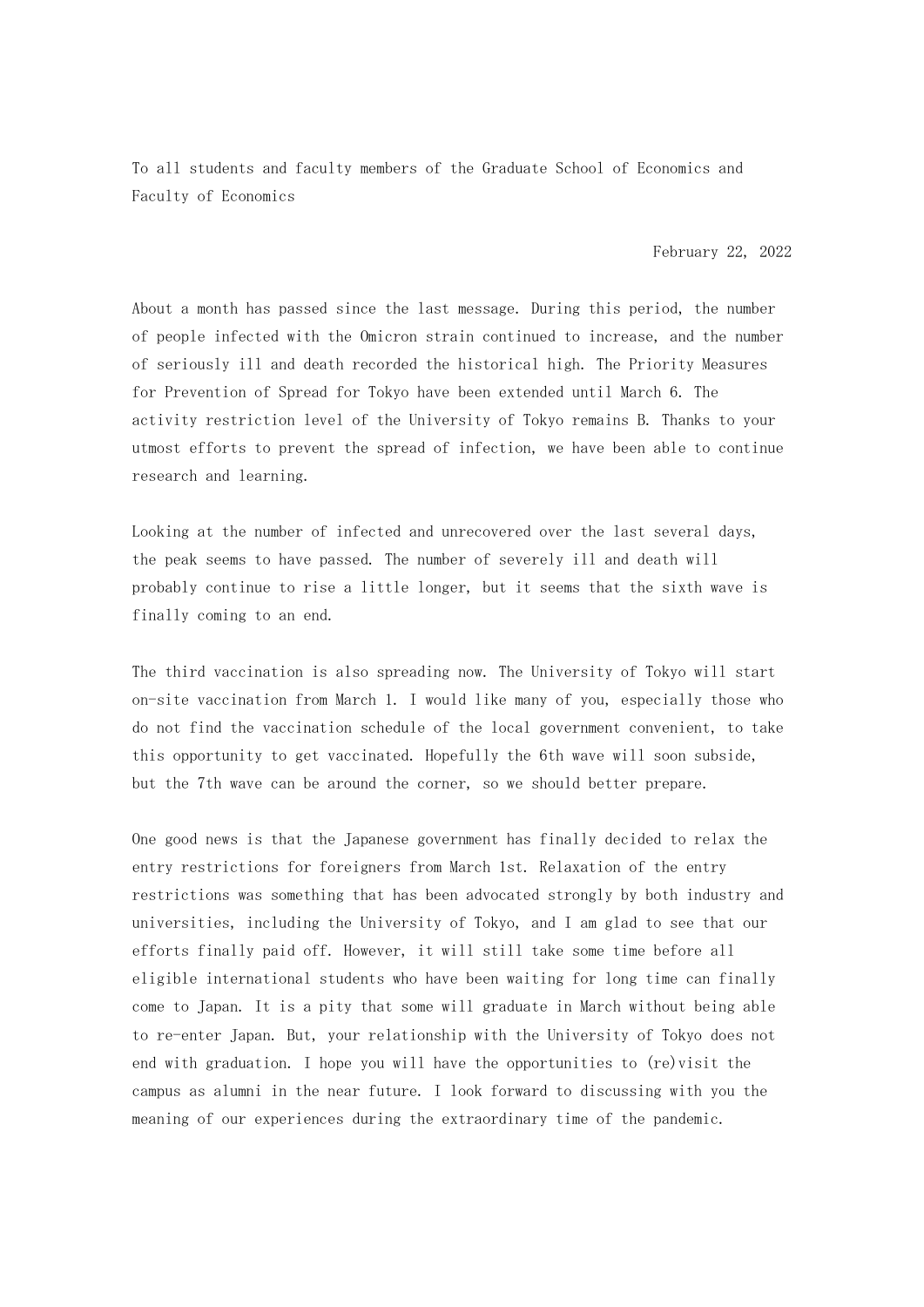To all students and faculty members of the Graduate School of Economics and Faculty of Economics

February 22, 2022

About a month has passed since the last message. During this period, the number of people infected with the Omicron strain continued to increase, and the number of seriously ill and death recorded the historical high. The Priority Measures for Prevention of Spread for Tokyo have been extended until March 6. The activity restriction level of the University of Tokyo remains B. Thanks to your utmost efforts to prevent the spread of infection, we have been able to continue research and learning.

Looking at the number of infected and unrecovered over the last several days, the peak seems to have passed. The number of severely ill and death will probably continue to rise a little longer, but it seems that the sixth wave is finally coming to an end.

The third vaccination is also spreading now. The University of Tokyo will start on-site vaccination from March 1. I would like many of you, especially those who do not find the vaccination schedule of the local government convenient, to take this opportunity to get vaccinated. Hopefully the 6th wave will soon subside, but the 7th wave can be around the corner, so we should better prepare.

One good news is that the Japanese government has finally decided to relax the entry restrictions for foreigners from March 1st. Relaxation of the entry restrictions was something that has been advocated strongly by both industry and universities, including the University of Tokyo, and I am glad to see that our efforts finally paid off. However, it will still take some time before all eligible international students who have been waiting for long time can finally come to Japan. It is a pity that some will graduate in March without being able to re-enter Japan. But, your relationship with the University of Tokyo does not end with graduation. I hope you will have the opportunities to (re)visit the campus as alumni in the near future. I look forward to discussing with you the meaning of our experiences during the extraordinary time of the pandemic.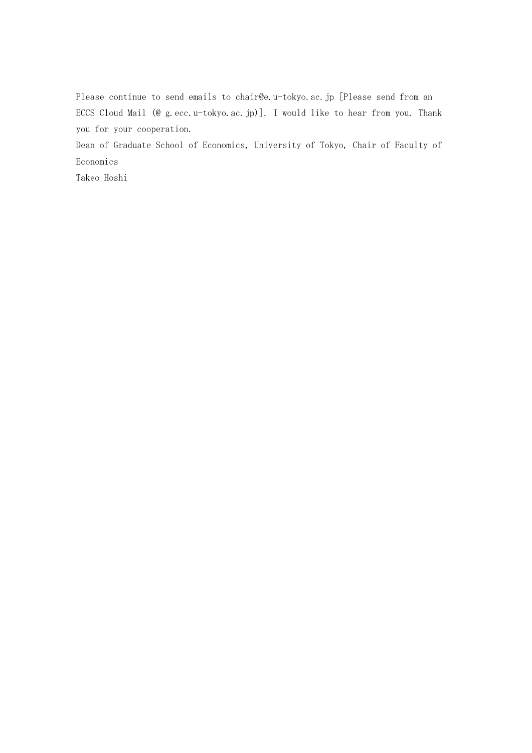Please continue to send emails to chair@e.u-tokyo.ac.jp [Please send from an ECCS Cloud Mail (@ g.ecc.u-tokyo.ac.jp)]. I would like to hear from you. Thank you for your cooperation.

Dean of Graduate School of Economics, University of Tokyo, Chair of Faculty of Economics

Takeo Hoshi